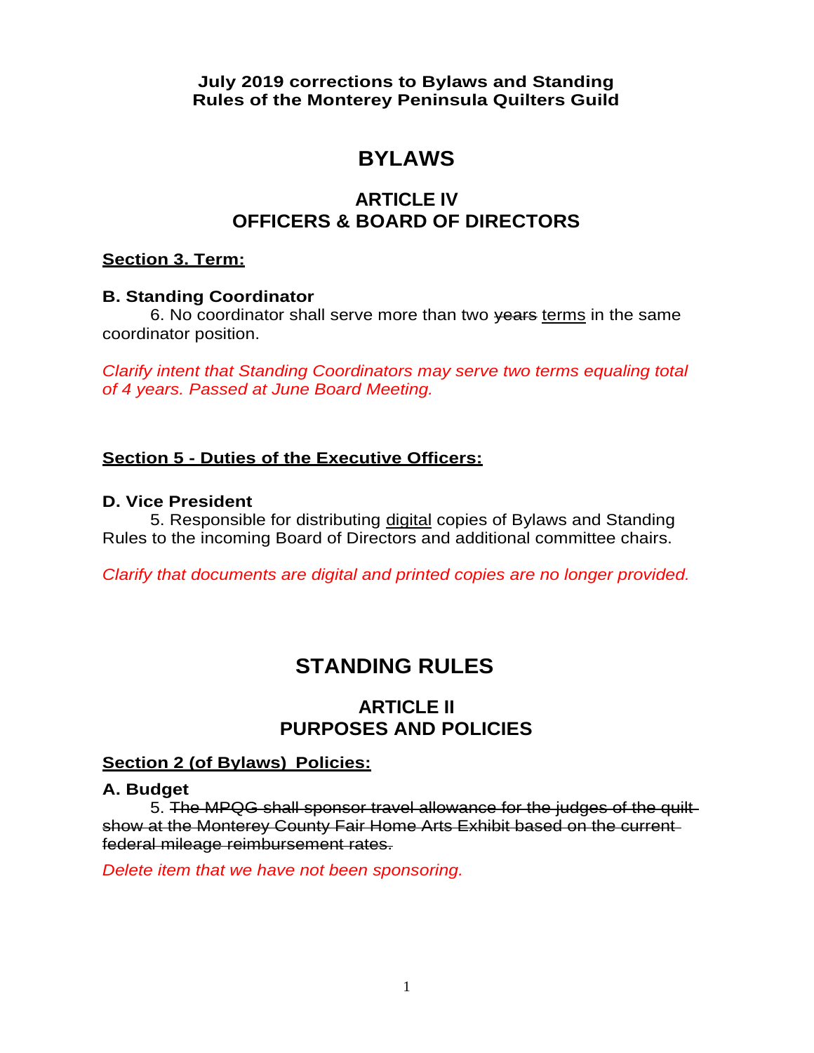**July 2019 corrections to Bylaws and Standing Rules of the Monterey Peninsula Quilters Guild**

# BYLAWS

## ARTICLE IV
## OFFICERS & BOARD OF DIRECTORS

**<u>Section 3. Term:</u>**

**B. Standing Coordinator**

6. No coordinator shall serve more than two ~~years~~ <u>terms</u> in the same coordinator position.

*Clarify intent that Standing Coordinators may serve two terms equaling total of 4 years. Passed at June Board Meeting.*

**<u>Section 5 - Duties of the Executive Officers:</u>**

**D. Vice President**

5. Responsible for distributing <u>digital</u> copies of Bylaws and Standing Rules to the incoming Board of Directors and additional committee chairs.

*Clarify that documents are digital and printed copies are no longer provided.*

# STANDING RULES

## ARTICLE II
## PURPOSES AND POLICIES

**<u>Section 2 (of Bylaws) Policies:</u>**

**A. Budget**

5. ~~The MPQG shall sponsor travel allowance for the judges of the quilt show at the Monterey County Fair Home Arts Exhibit based on the current federal mileage reimbursement rates.~~

*Delete item that we have not been sponsoring.*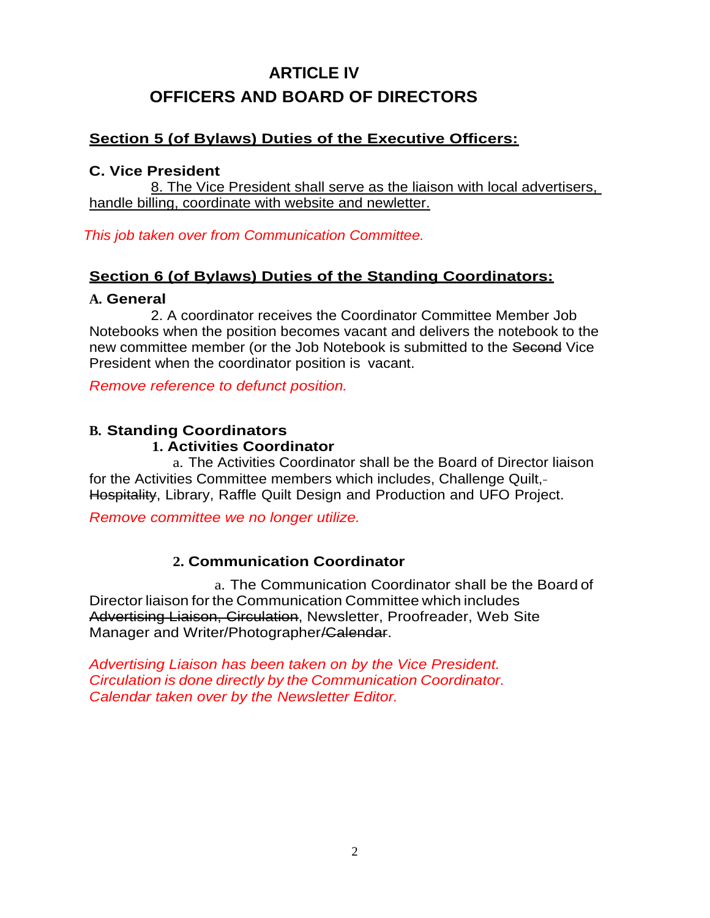# ARTICLE IV

# OFFICERS AND BOARD OF DIRECTORS

## Section 5 (of Bylaws) Duties of the Executive Officers:

### C. Vice President

8. The Vice President shall serve as the liaison with local advertisers, handle billing, coordinate with website and newletter.

*This job taken over from Communication Committee.*

## Section 6 (of Bylaws) Duties of the Standing Coordinators:

### A. General

2. A coordinator receives the Coordinator Committee Member Job Notebooks when the position becomes vacant and delivers the notebook to the new committee member (or the Job Notebook is submitted to the ~~Second~~ Vice President when the coordinator position is vacant.

*Remove reference to defunct position.*

### B. Standing Coordinators

#### 1. Activities Coordinator

a. The Activities Coordinator shall be the Board of Director liaison for the Activities Committee members which includes, Challenge Quilt, ~~Hospitality~~, Library, Raffle Quilt Design and Production and UFO Project.

*Remove committee we no longer utilize.*

#### 2. Communication Coordinator

a. The Communication Coordinator shall be the Board of Director liaison for the Communication Committee which includes ~~Advertising Liaison, Circulation~~, Newsletter, Proofreader, Web Site Manager and Writer/Photographer~~/Calendar~~.

*Advertising Liaison has been taken on by the Vice President.*
*Circulation is done directly by the Communication Coordinator.*
*Calendar taken over by the Newsletter Editor.*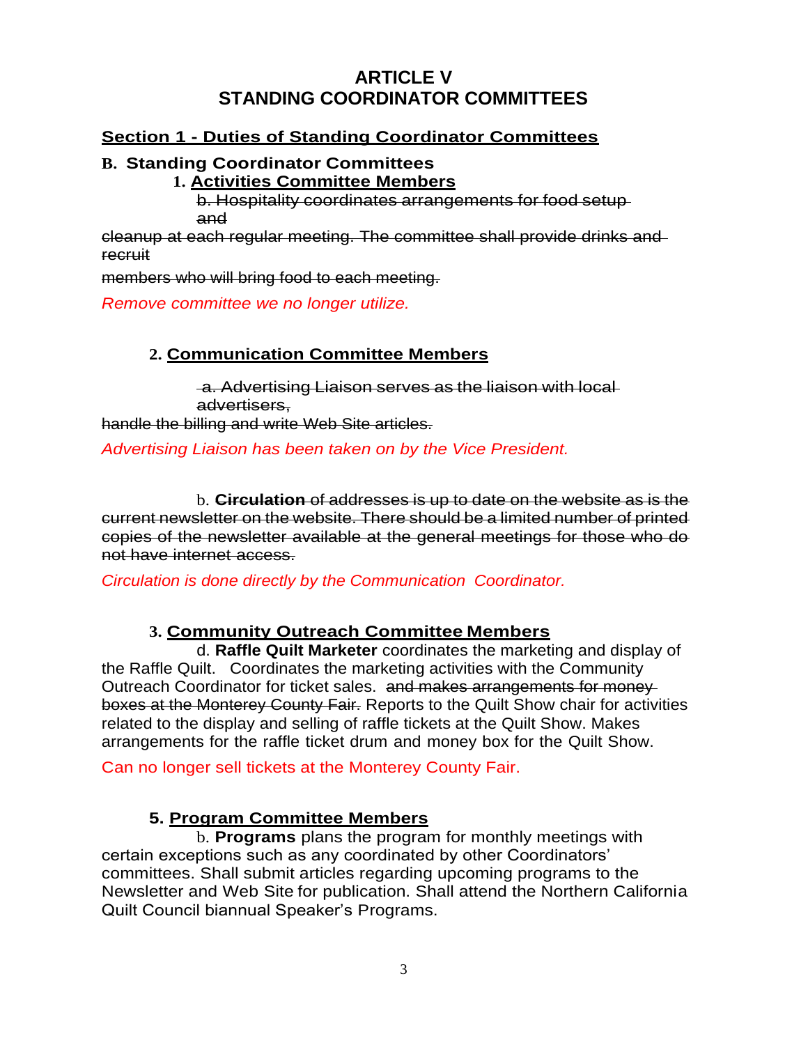# ARTICLE V
# STANDING COORDINATOR COMMITTEES

## Section 1 - Duties of Standing Coordinator Committees

### B. Standing Coordinator Committees

**1. Activities Committee Members**

~~b. Hospitality coordinates arrangements for food setup and cleanup at each regular meeting. The committee shall provide drinks and recruit members who will bring food to each meeting.~~

*Remove committee we no longer utilize.*

**2. Communication Committee Members**

~~a. Advertising Liaison serves as the liaison with local advertisers, handle the billing and write Web Site articles.~~

*Advertising Liaison has been taken on by the Vice President.*

b. **Circulation** ~~of addresses is up to date on the website as is the current newsletter on the website. There should be a limited number of printed copies of the newsletter available at the general meetings for those who do not have internet access.~~

*Circulation is done directly by the Communication Coordinator.*

**3. Community Outreach Committee Members**

d. **Raffle Quilt Marketer** coordinates the marketing and display of the Raffle Quilt. Coordinates the marketing activities with the Community Outreach Coordinator for ticket sales. ~~and makes arrangements for money boxes at the Monterey County Fair.~~ Reports to the Quilt Show chair for activities related to the display and selling of raffle tickets at the Quilt Show. Makes arrangements for the raffle ticket drum and money box for the Quilt Show.

Can no longer sell tickets at the Monterey County Fair.

**5. Program Committee Members**

b. **Programs** plans the program for monthly meetings with certain exceptions such as any coordinated by other Coordinators' committees. Shall submit articles regarding upcoming programs to the Newsletter and Web Site for publication. Shall attend the Northern California Quilt Council biannual Speaker's Programs.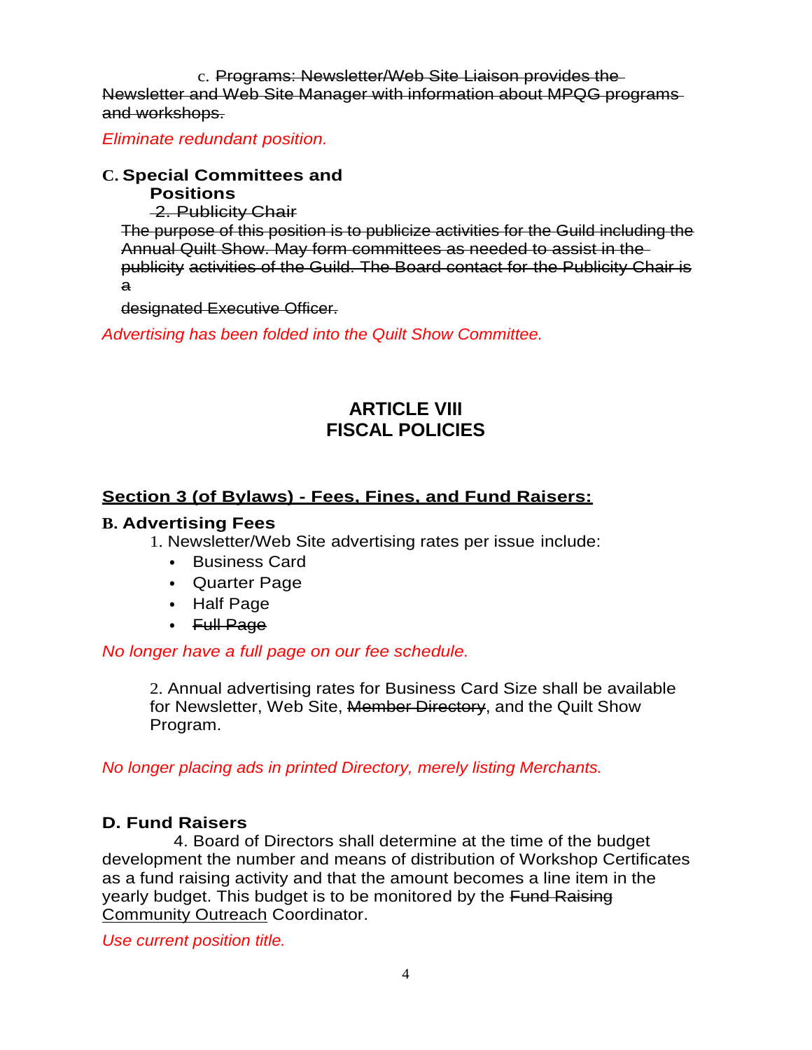c. ~~Programs: Newsletter/Web Site Liaison provides the Newsletter and Web Site Manager with information about MPQG programs and workshops.~~

*Eliminate redundant position.*

**C. Special Committees and Positions**

~~2. Publicity Chair~~

~~The purpose of this position is to publicize activities for the Guild including the Annual Quilt Show. May form committees as needed to assist in the publicity activities of the Guild. The Board contact for the Publicity Chair is a designated Executive Officer.~~

*Advertising has been folded into the Quilt Show Committee.*

## ARTICLE VIII
## FISCAL POLICIES

**<u>Section 3 (of Bylaws) - Fees, Fines, and Fund Raisers:</u>**

**B. Advertising Fees**

1. Newsletter/Web Site advertising rates per issue include:
   - Business Card
   - Quarter Page
   - Half Page
   - ~~Full Page~~

*No longer have a full page on our fee schedule.*

2. Annual advertising rates for Business Card Size shall be available for Newsletter, Web Site, ~~Member Directory~~, and the Quilt Show Program.

*No longer placing ads in printed Directory, merely listing Merchants.*

**D. Fund Raisers**

4. Board of Directors shall determine at the time of the budget development the number and means of distribution of Workshop Certificates as a fund raising activity and that the amount becomes a line item in the yearly budget. This budget is to be monitored by the ~~Fund Raising~~ <u>Community Outreach</u> Coordinator.

*Use current position title.*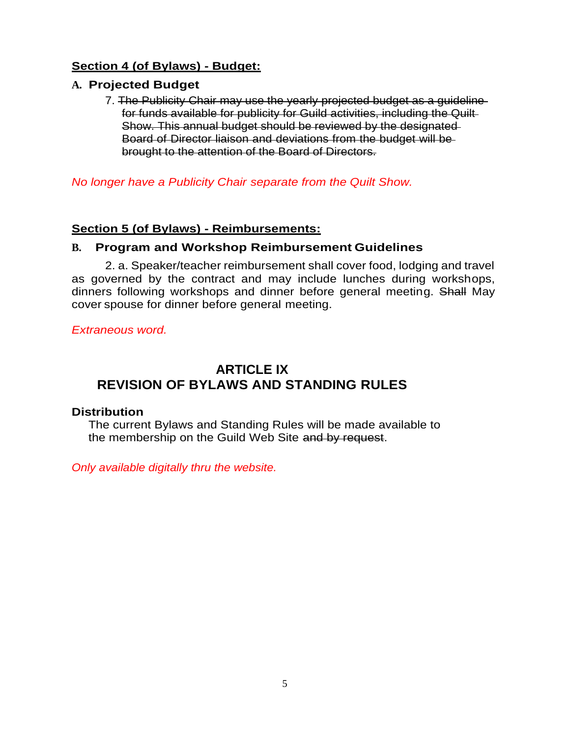**<u>Section 4 (of Bylaws) - Budget:</u>**

**A. Projected Budget**

7. ~~The Publicity Chair may use the yearly projected budget as a guideline for funds available for publicity for Guild activities, including the Quilt Show. This annual budget should be reviewed by the designated Board of Director liaison and deviations from the budget will be brought to the attention of the Board of Directors.~~

*No longer have a Publicity Chair separate from the Quilt Show.*

**<u>Section 5 (of Bylaws) - Reimbursements:</u>**

**B. Program and Workshop Reimbursement Guidelines**

2. a. Speaker/teacher reimbursement shall cover food, lodging and travel as governed by the contract and may include lunches during workshops, dinners following workshops and dinner before general meeting. ~~Shall~~ May cover spouse for dinner before general meeting.

*Extraneous word.*

## ARTICLE IX
## REVISION OF BYLAWS AND STANDING RULES

**Distribution**

The current Bylaws and Standing Rules will be made available to the membership on the Guild Web Site ~~and by request~~.

*Only available digitally thru the website.*